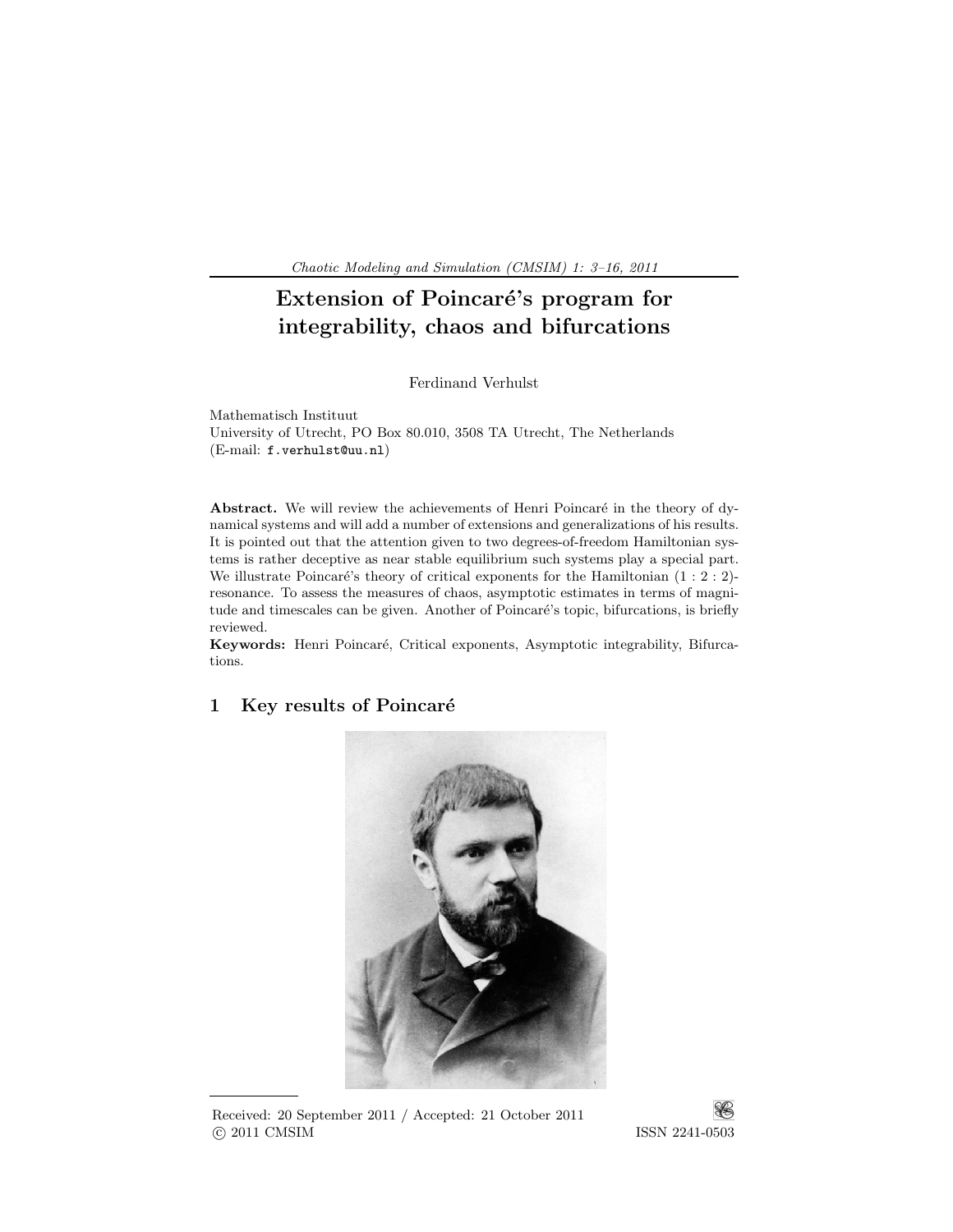# Extension of Poincaré's program for integrability, chaos and bifurcations

Ferdinand Verhulst

Mathematisch Instituut
University of Utrecht, PO Box 80.010, 3508 TA Utrecht, The Netherlands
(E-mail: f.verhulst@uu.nl)

**Abstract.** We will review the achievements of Henri Poincaré in the theory of dynamical systems and will add a number of extensions and generalizations of his results. It is pointed out that the attention given to two degrees-of-freedom Hamiltonian systems is rather deceptive as near stable equilibrium such systems play a special part. We illustrate Poincaré's theory of critical exponents for the Hamiltonian (1 : 2 : 2)-resonance. To assess the measures of chaos, asymptotic estimates in terms of magnitude and timescales can be given. Another of Poincaré's topic, bifurcations, is briefly reviewed.

**Keywords:** Henri Poincaré, Critical exponents, Asymptotic integrability, Bifurcations.

## 1 Key results of Poincaré

Received: 20 September 2011 / Accepted: 21 October 2011
© 2011 CMSIM ISSN 2241-0503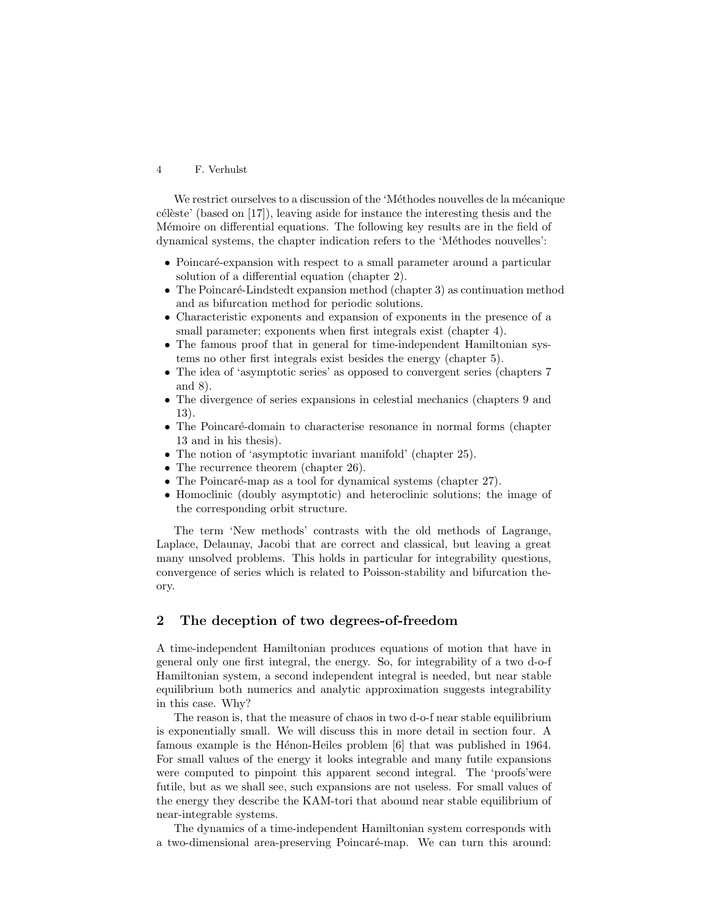We restrict ourselves to a discussion of the 'Méthodes nouvelles de la mécanique célèste' (based on [17]), leaving aside for instance the interesting thesis and the Mémoire on differential equations. The following key results are in the field of dynamical systems, the chapter indication refers to the 'Méthodes nouvelles':

- Poincaré-expansion with respect to a small parameter around a particular solution of a differential equation (chapter 2).
- The Poincaré-Lindstedt expansion method (chapter 3) as continuation method and as bifurcation method for periodic solutions.
- Characteristic exponents and expansion of exponents in the presence of a small parameter; exponents when first integrals exist (chapter 4).
- The famous proof that in general for time-independent Hamiltonian systems no other first integrals exist besides the energy (chapter 5).
- The idea of 'asymptotic series' as opposed to convergent series (chapters 7 and 8).
- The divergence of series expansions in celestial mechanics (chapters 9 and 13).
- The Poincaré-domain to characterise resonance in normal forms (chapter 13 and in his thesis).
- The notion of 'asymptotic invariant manifold' (chapter 25).
- The recurrence theorem (chapter 26).
- The Poincaré-map as a tool for dynamical systems (chapter 27).
- Homoclinic (doubly asymptotic) and heteroclinic solutions; the image of the corresponding orbit structure.

The term 'New methods' contrasts with the old methods of Lagrange, Laplace, Delaunay, Jacobi that are correct and classical, but leaving a great many unsolved problems. This holds in particular for integrability questions, convergence of series which is related to Poisson-stability and bifurcation theory.

## 2 The deception of two degrees-of-freedom

A time-independent Hamiltonian produces equations of motion that have in general only one first integral, the energy. So, for integrability of a two d-o-f Hamiltonian system, a second independent integral is needed, but near stable equilibrium both numerics and analytic approximation suggests integrability in this case. Why?

The reason is, that the measure of chaos in two d-o-f near stable equilibrium is exponentially small. We will discuss this in more detail in section four. A famous example is the Hénon-Heiles problem [6] that was published in 1964. For small values of the energy it looks integrable and many futile expansions were computed to pinpoint this apparent second integral. The 'proofs'were futile, but as we shall see, such expansions are not useless. For small values of the energy they describe the KAM-tori that abound near stable equilibrium of near-integrable systems.

The dynamics of a time-independent Hamiltonian system corresponds with a two-dimensional area-preserving Poincaré-map. We can turn this around: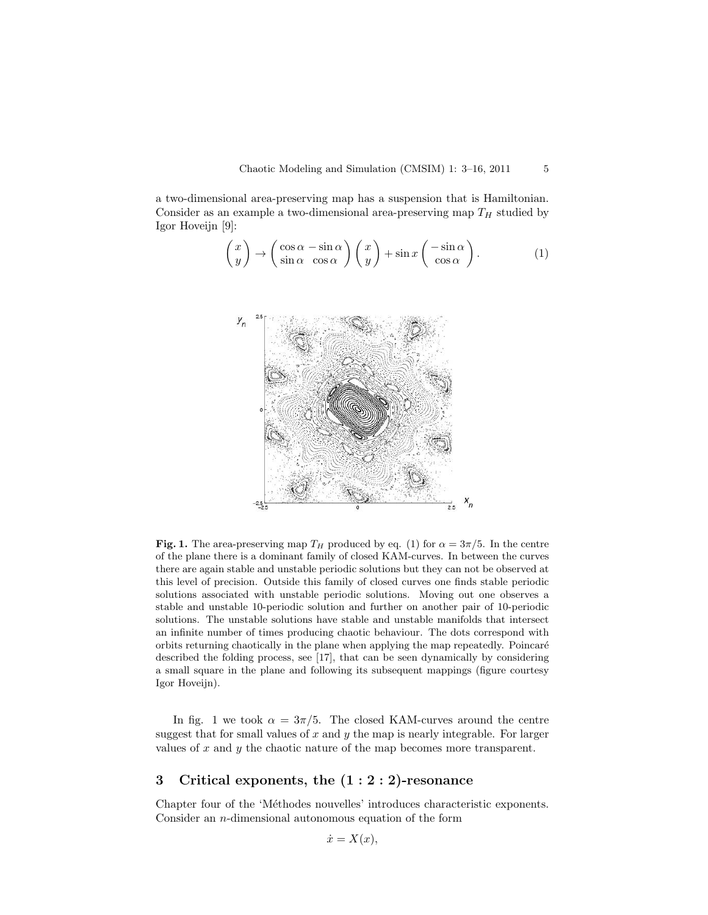a two-dimensional area-preserving map has a suspension that is Hamiltonian. Consider as an example a two-dimensional area-preserving map $T_H$ studied by Igor Hoveijn [9]:

$$\begin{pmatrix} x \\ y \end{pmatrix} \rightarrow \begin{pmatrix} \cos\alpha & -\sin\alpha \\ \sin\alpha & \cos\alpha \end{pmatrix} \begin{pmatrix} x \\ y \end{pmatrix} + \sin x \begin{pmatrix} -\sin\alpha \\ \cos\alpha \end{pmatrix}. \tag{1}$$

**Fig. 1.** The area-preserving map $T_H$ produced by eq. (1) for $\alpha = 3\pi/5$. In the centre of the plane there is a dominant family of closed KAM-curves. In between the curves there are again stable and unstable periodic solutions but they can not be observed at this level of precision. Outside this family of closed curves one finds stable periodic solutions associated with unstable periodic solutions. Moving out one observes a stable and unstable 10-periodic solution and further on another pair of 10-periodic solutions. The unstable solutions have stable and unstable manifolds that intersect an infinite number of times producing chaotic behaviour. The dots correspond with orbits returning chaotically in the plane when applying the map repeatedly. Poincaré described the folding process, see [17], that can be seen dynamically by considering a small square in the plane and following its subsequent mappings (figure courtesy Igor Hoveijn).

In fig. 1 we took $\alpha = 3\pi/5$. The closed KAM-curves around the centre suggest that for small values of $x$ and $y$ the map is nearly integrable. For larger values of $x$ and $y$ the chaotic nature of the map becomes more transparent.

## 3 Critical exponents, the (1 : 2 : 2)-resonance

Chapter four of the 'Méthodes nouvelles' introduces characteristic exponents. Consider an $n$-dimensional autonomous equation of the form

$$\dot{x} = X(x),$$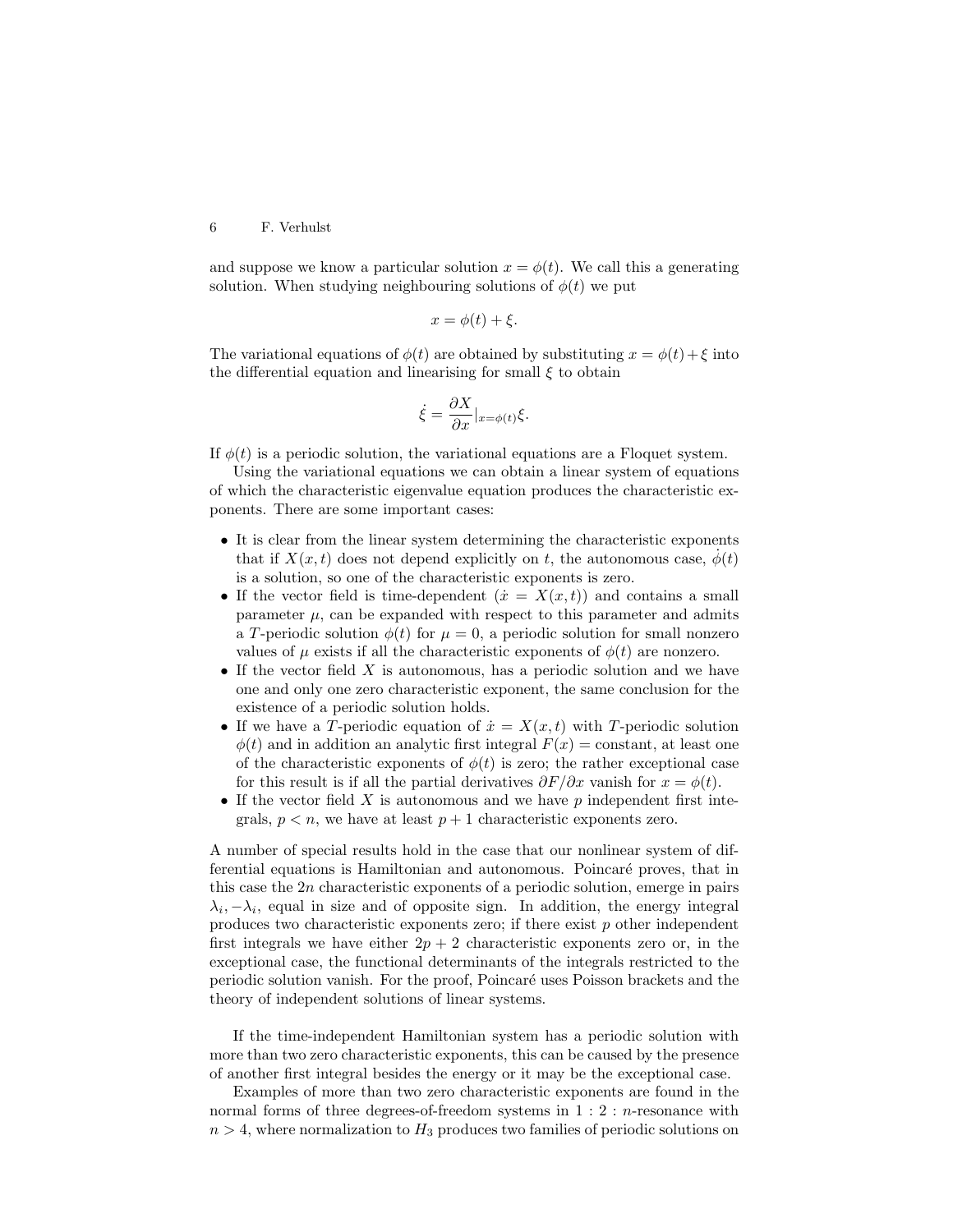and suppose we know a particular solution $x = \phi(t)$. We call this a generating solution. When studying neighbouring solutions of $\phi(t)$ we put

$$x = \phi(t) + \xi.$$

The variational equations of $\phi(t)$ are obtained by substituting $x = \phi(t) + \xi$ into the differential equation and linearising for small $\xi$ to obtain

$$\dot{\xi} = \frac{\partial X}{\partial x}|_{x=\phi(t)}\xi.$$

If $\phi(t)$ is a periodic solution, the variational equations are a Floquet system.

Using the variational equations we can obtain a linear system of equations of which the characteristic eigenvalue equation produces the characteristic exponents. There are some important cases:

- It is clear from the linear system determining the characteristic exponents that if $X(x,t)$ does not depend explicitly on $t$, the autonomous case, $\dot{\phi}(t)$ is a solution, so one of the characteristic exponents is zero.
- If the vector field is time-dependent ($\dot{x} = X(x,t)$) and contains a small parameter $\mu$, can be expanded with respect to this parameter and admits a $T$-periodic solution $\phi(t)$ for $\mu = 0$, a periodic solution for small nonzero values of $\mu$ exists if all the characteristic exponents of $\phi(t)$ are nonzero.
- If the vector field $X$ is autonomous, has a periodic solution and we have one and only one zero characteristic exponent, the same conclusion for the existence of a periodic solution holds.
- If we have a $T$-periodic equation of $\dot{x} = X(x,t)$ with $T$-periodic solution $\phi(t)$ and in addition an analytic first integral $F(x) =$ constant, at least one of the characteristic exponents of $\phi(t)$ is zero; the rather exceptional case for this result is if all the partial derivatives $\partial F/\partial x$ vanish for $x = \phi(t)$.
- If the vector field $X$ is autonomous and we have $p$ independent first integrals, $p < n$, we have at least $p+1$ characteristic exponents zero.

A number of special results hold in the case that our nonlinear system of differential equations is Hamiltonian and autonomous. Poincaré proves, that in this case the $2n$ characteristic exponents of a periodic solution, emerge in pairs $\lambda_i, -\lambda_i$, equal in size and of opposite sign. In addition, the energy integral produces two characteristic exponents zero; if there exist $p$ other independent first integrals we have either $2p+2$ characteristic exponents zero or, in the exceptional case, the functional determinants of the integrals restricted to the periodic solution vanish. For the proof, Poincaré uses Poisson brackets and the theory of independent solutions of linear systems.

If the time-independent Hamiltonian system has a periodic solution with more than two zero characteristic exponents, this can be caused by the presence of another first integral besides the energy or it may be the exceptional case.

Examples of more than two zero characteristic exponents are found in the normal forms of three degrees-of-freedom systems in $1:2:n$-resonance with $n > 4$, where normalization to $H_3$ produces two families of periodic solutions on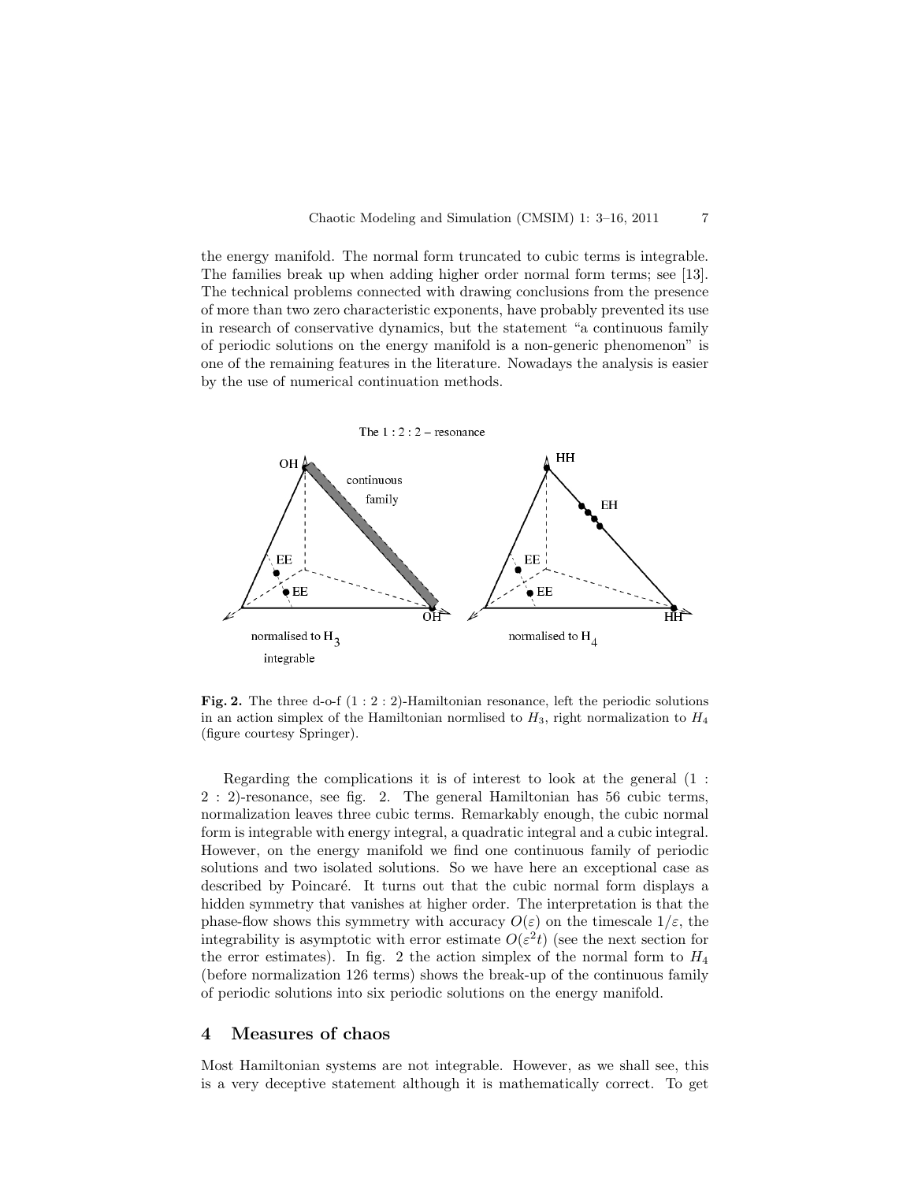the energy manifold. The normal form truncated to cubic terms is integrable. The families break up when adding higher order normal form terms; see [13]. The technical problems connected with drawing conclusions from the presence of more than two zero characteristic exponents, have probably prevented its use in research of conservative dynamics, but the statement "a continuous family of periodic solutions on the energy manifold is a non-generic phenomenon" is one of the remaining features in the literature. Nowadays the analysis is easier by the use of numerical continuation methods.

**Fig. 2.** The three d-o-f $(1:2:2)$-Hamiltonian resonance, left the periodic solutions in an action simplex of the Hamiltonian normlised to $H_3$, right normalization to $H_4$ (figure courtesy Springer).

Regarding the complications it is of interest to look at the general $(1 : 2 : 2)$-resonance, see fig. 2. The general Hamiltonian has 56 cubic terms, normalization leaves three cubic terms. Remarkably enough, the cubic normal form is integrable with energy integral, a quadratic integral and a cubic integral. However, on the energy manifold we find one continuous family of periodic solutions and two isolated solutions. So we have here an exceptional case as described by Poincaré. It turns out that the cubic normal form displays a hidden symmetry that vanishes at higher order. The interpretation is that the phase-flow shows this symmetry with accuracy $O(\varepsilon)$ on the timescale $1/\varepsilon$, the integrability is asymptotic with error estimate $O(\varepsilon^2 t)$ (see the next section for the error estimates). In fig. 2 the action simplex of the normal form to $H_4$ (before normalization 126 terms) shows the break-up of the continuous family of periodic solutions into six periodic solutions on the energy manifold.

## 4 Measures of chaos

Most Hamiltonian systems are not integrable. However, as we shall see, this is a very deceptive statement although it is mathematically correct. To get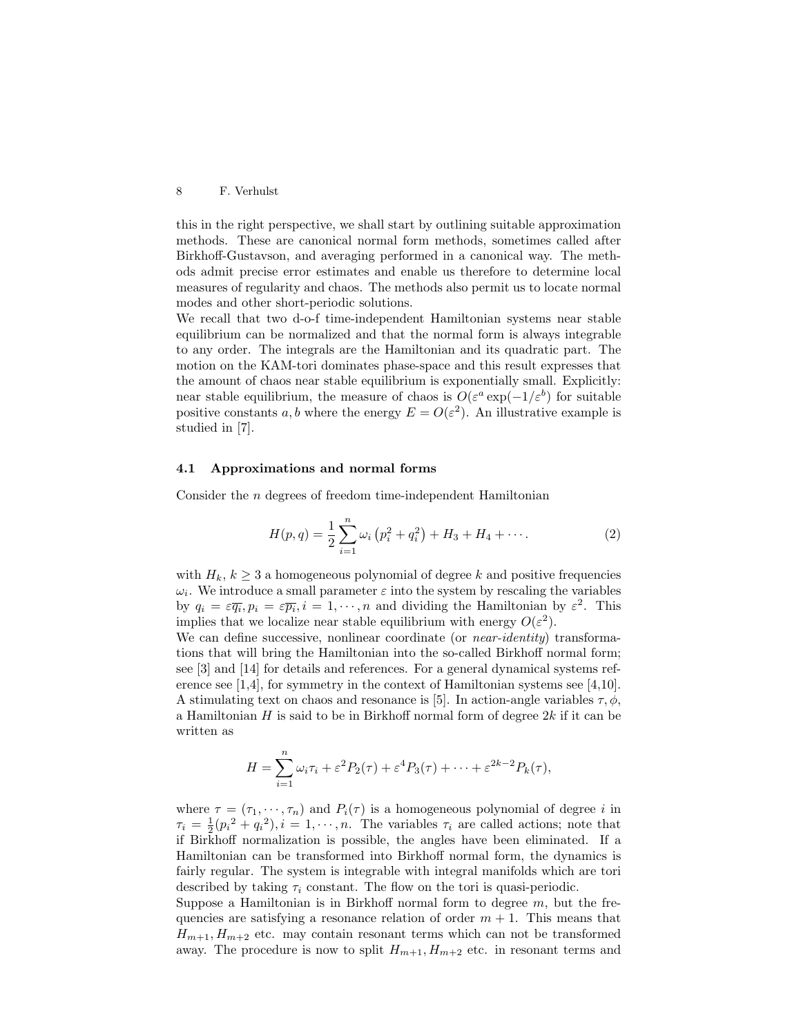this in the right perspective, we shall start by outlining suitable approximation methods. These are canonical normal form methods, sometimes called after Birkhoff-Gustavson, and averaging performed in a canonical way. The methods admit precise error estimates and enable us therefore to determine local measures of regularity and chaos. The methods also permit us to locate normal modes and other short-periodic solutions.

We recall that two d-o-f time-independent Hamiltonian systems near stable equilibrium can be normalized and that the normal form is always integrable to any order. The integrals are the Hamiltonian and its quadratic part. The motion on the KAM-tori dominates phase-space and this result expresses that the amount of chaos near stable equilibrium is exponentially small. Explicitly: near stable equilibrium, the measure of chaos is $O(\varepsilon^a \exp(-1/\varepsilon^b)$ for suitable positive constants $a, b$ where the energy $E = O(\varepsilon^2)$. An illustrative example is studied in [7].

### 4.1 Approximations and normal forms

Consider the $n$ degrees of freedom time-independent Hamiltonian

$$H(p,q) = \frac{1}{2}\sum_{i=1}^{n} \omega_i \left(p_i^2 + q_i^2\right) + H_3 + H_4 + \cdots . \tag{2}$$

with $H_k$, $k \geq 3$ a homogeneous polynomial of degree $k$ and positive frequencies $\omega_i$. We introduce a small parameter $\varepsilon$ into the system by rescaling the variables by $q_i = \varepsilon \overline{q_i}, p_i = \varepsilon \overline{p_i}, i = 1, \cdots, n$ and dividing the Hamiltonian by $\varepsilon^2$. This implies that we localize near stable equilibrium with energy $O(\varepsilon^2)$.

We can define successive, nonlinear coordinate (or *near-identity*) transformations that will bring the Hamiltonian into the so-called Birkhoff normal form; see [3] and [14] for details and references. For a general dynamical systems reference see [1,4], for symmetry in the context of Hamiltonian systems see [4,10]. A stimulating text on chaos and resonance is [5]. In action-angle variables $\tau, \phi$, a Hamiltonian $H$ is said to be in Birkhoff normal form of degree $2k$ if it can be written as

$$H = \sum_{i=1}^{n} \omega_i \tau_i + \varepsilon^2 P_2(\tau) + \varepsilon^4 P_3(\tau) + \cdots + \varepsilon^{2k-2} P_k(\tau),$$

where $\tau = (\tau_1, \cdots, \tau_n)$ and $P_i(\tau)$ is a homogeneous polynomial of degree $i$ in $\tau_i = \frac{1}{2}({p_i}^2 + {q_i}^2), i = 1, \cdots, n$. The variables $\tau_i$ are called actions; note that if Birkhoff normalization is possible, the angles have been eliminated. If a Hamiltonian can be transformed into Birkhoff normal form, the dynamics is fairly regular. The system is integrable with integral manifolds which are tori described by taking $\tau_i$ constant. The flow on the tori is quasi-periodic.

Suppose a Hamiltonian is in Birkhoff normal form to degree $m$, but the frequencies are satisfying a resonance relation of order $m + 1$. This means that $H_{m+1}, H_{m+2}$ etc. may contain resonant terms which can not be transformed away. The procedure is now to split $H_{m+1}, H_{m+2}$ etc. in resonant terms and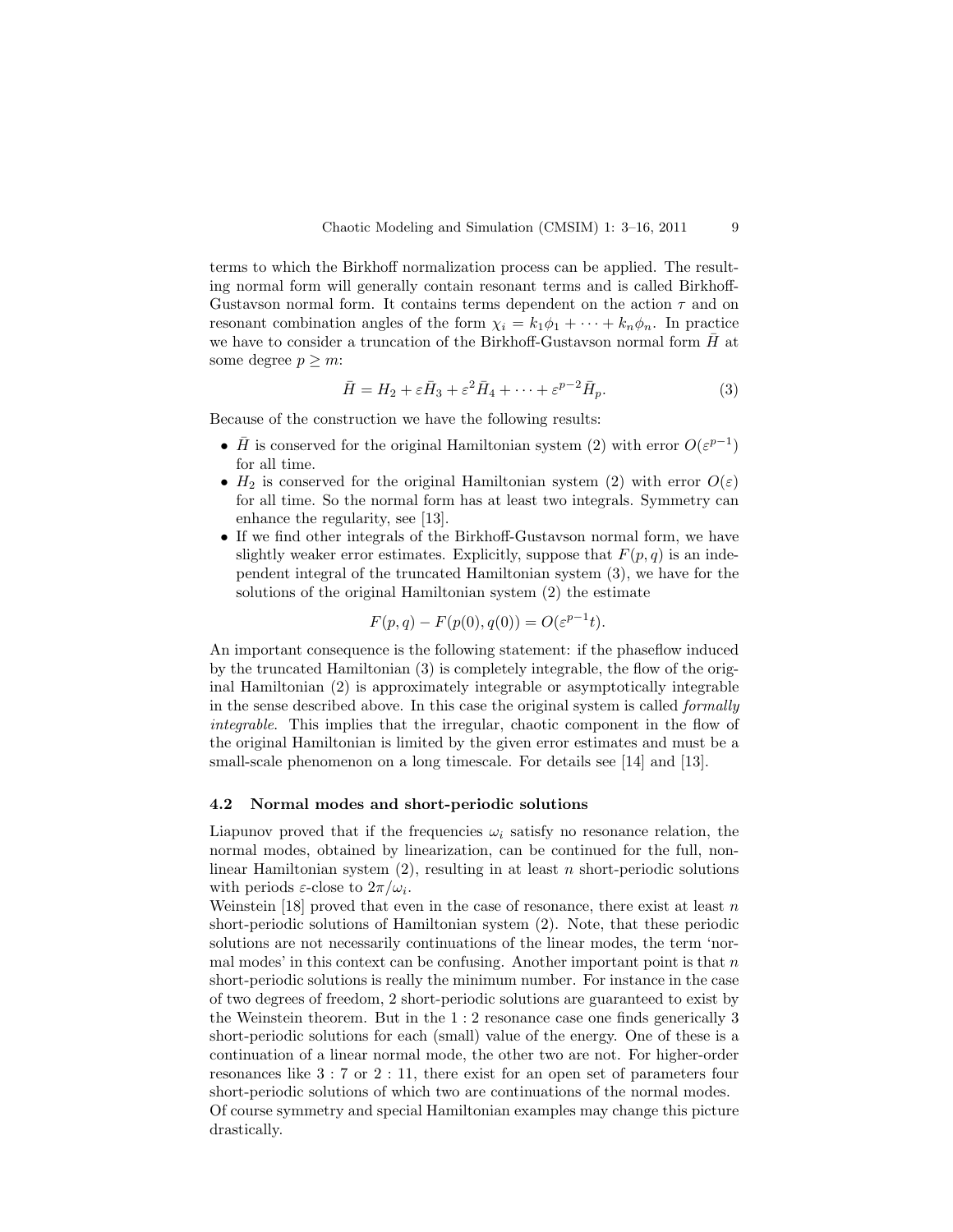terms to which the Birkhoff normalization process can be applied. The resulting normal form will generally contain resonant terms and is called Birkhoff-Gustavson normal form. It contains terms dependent on the action $\tau$ and on resonant combination angles of the form $\chi_i = k_1\phi_1 + \cdots + k_n\phi_n$. In practice we have to consider a truncation of the Birkhoff-Gustavson normal form $\bar{H}$ at some degree $p \geq m$:

$$\bar{H} = H_2 + \varepsilon \bar{H}_3 + \varepsilon^2 \bar{H}_4 + \cdots + \varepsilon^{p-2} \bar{H}_p. \tag{3}$$

Because of the construction we have the following results:

- $\bar{H}$ is conserved for the original Hamiltonian system (2) with error $O(\varepsilon^{p-1})$ for all time.
- $H_2$ is conserved for the original Hamiltonian system (2) with error $O(\varepsilon)$ for all time. So the normal form has at least two integrals. Symmetry can enhance the regularity, see [13].
- If we find other integrals of the Birkhoff-Gustavson normal form, we have slightly weaker error estimates. Explicitly, suppose that $F(p, q)$ is an independent integral of the truncated Hamiltonian system (3), we have for the solutions of the original Hamiltonian system (2) the estimate

$$F(p, q) - F(p(0), q(0)) = O(\varepsilon^{p-1} t).$$

An important consequence is the following statement: if the phaseflow induced by the truncated Hamiltonian (3) is completely integrable, the flow of the original Hamiltonian (2) is approximately integrable or asymptotically integrable in the sense described above. In this case the original system is called *formally integrable*. This implies that the irregular, chaotic component in the flow of the original Hamiltonian is limited by the given error estimates and must be a small-scale phenomenon on a long timescale. For details see [14] and [13].

### 4.2 Normal modes and short-periodic solutions

Liapunov proved that if the frequencies $\omega_i$ satisfy no resonance relation, the normal modes, obtained by linearization, can be continued for the full, nonlinear Hamiltonian system (2), resulting in at least $n$ short-periodic solutions with periods $\varepsilon$-close to $2\pi/\omega_i$.

Weinstein [18] proved that even in the case of resonance, there exist at least $n$ short-periodic solutions of Hamiltonian system (2). Note, that these periodic solutions are not necessarily continuations of the linear modes, the term 'normal modes' in this context can be confusing. Another important point is that $n$ short-periodic solutions is really the minimum number. For instance in the case of two degrees of freedom, 2 short-periodic solutions are guaranteed to exist by the Weinstein theorem. But in the $1:2$ resonance case one finds generically 3 short-periodic solutions for each (small) value of the energy. One of these is a continuation of a linear normal mode, the other two are not. For higher-order resonances like $3:7$ or $2:11$, there exist for an open set of parameters four short-periodic solutions of which two are continuations of the normal modes.
Of course symmetry and special Hamiltonian examples may change this picture drastically.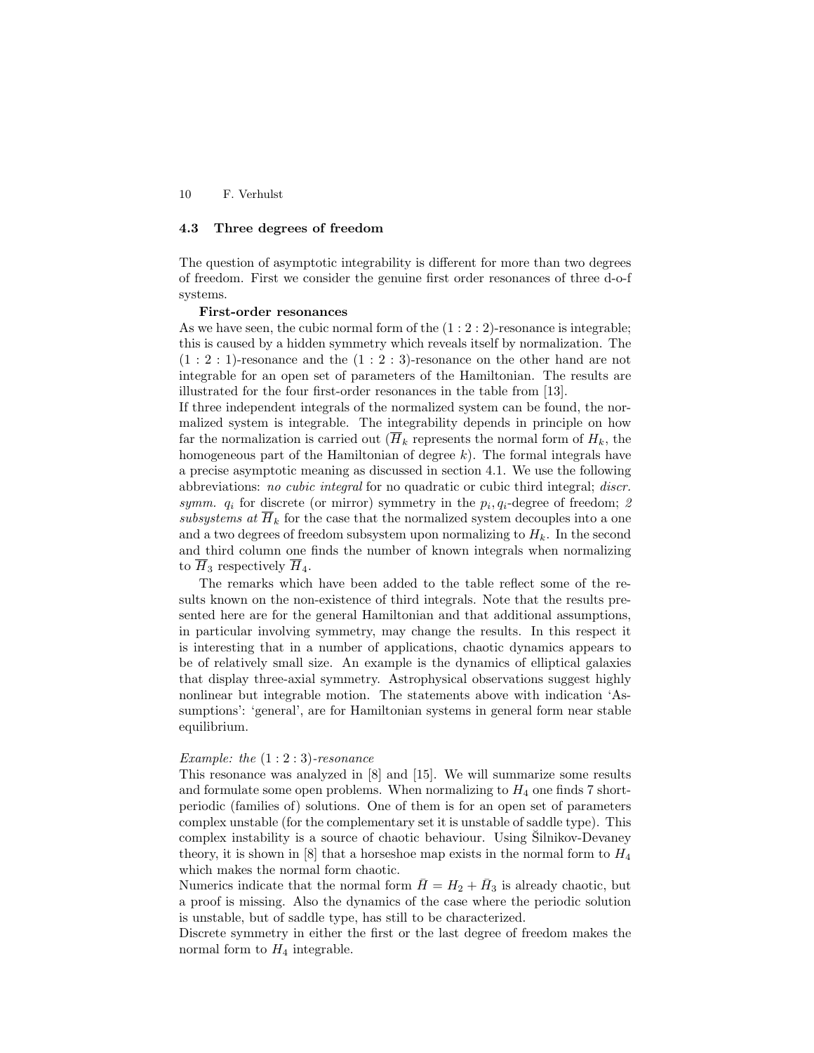### 4.3 Three degrees of freedom

The question of asymptotic integrability is different for more than two degrees of freedom. First we consider the genuine first order resonances of three d-o-f systems.

**First-order resonances**

As we have seen, the cubic normal form of the $(1:2:2)$-resonance is integrable; this is caused by a hidden symmetry which reveals itself by normalization. The $(1:2:1)$-resonance and the $(1:2:3)$-resonance on the other hand are not integrable for an open set of parameters of the Hamiltonian. The results are illustrated for the four first-order resonances in the table from [13].

If three independent integrals of the normalized system can be found, the normalized system is integrable. The integrability depends in principle on how far the normalization is carried out ($\overline{H}_k$ represents the normal form of $H_k$, the homogeneous part of the Hamiltonian of degree $k$). The formal integrals have a precise asymptotic meaning as discussed in section 4.1. We use the following abbreviations: *no cubic integral* for no quadratic or cubic third integral; *discr. symm.* $q_i$ for discrete (or mirror) symmetry in the $p_i, q_i$-degree of freedom; *2 subsystems at* $\overline{H}_k$ for the case that the normalized system decouples into a one and a two degrees of freedom subsystem upon normalizing to $H_k$. In the second and third column one finds the number of known integrals when normalizing to $\overline{H}_3$ respectively $\overline{H}_4$.

The remarks which have been added to the table reflect some of the results known on the non-existence of third integrals. Note that the results presented here are for the general Hamiltonian and that additional assumptions, in particular involving symmetry, may change the results. In this respect it is interesting that in a number of applications, chaotic dynamics appears to be of relatively small size. An example is the dynamics of elliptical galaxies that display three-axial symmetry. Astrophysical observations suggest highly nonlinear but integrable motion. The statements above with indication 'Assumptions': 'general', are for Hamiltonian systems in general form near stable equilibrium.

*Example: the* $(1:2:3)$*-resonance*

This resonance was analyzed in [8] and [15]. We will summarize some results and formulate some open problems. When normalizing to $H_4$ one finds 7 short-periodic (families of) solutions. One of them is for an open set of parameters complex unstable (for the complementary set it is unstable of saddle type). This complex instability is a source of chaotic behaviour. Using Šilnikov-Devaney theory, it is shown in [8] that a horseshoe map exists in the normal form to $H_4$ which makes the normal form chaotic.

Numerics indicate that the normal form $\bar{H} = H_2 + \bar{H}_3$ is already chaotic, but a proof is missing. Also the dynamics of the case where the periodic solution is unstable, but of saddle type, has still to be characterized.

Discrete symmetry in either the first or the last degree of freedom makes the normal form to $H_4$ integrable.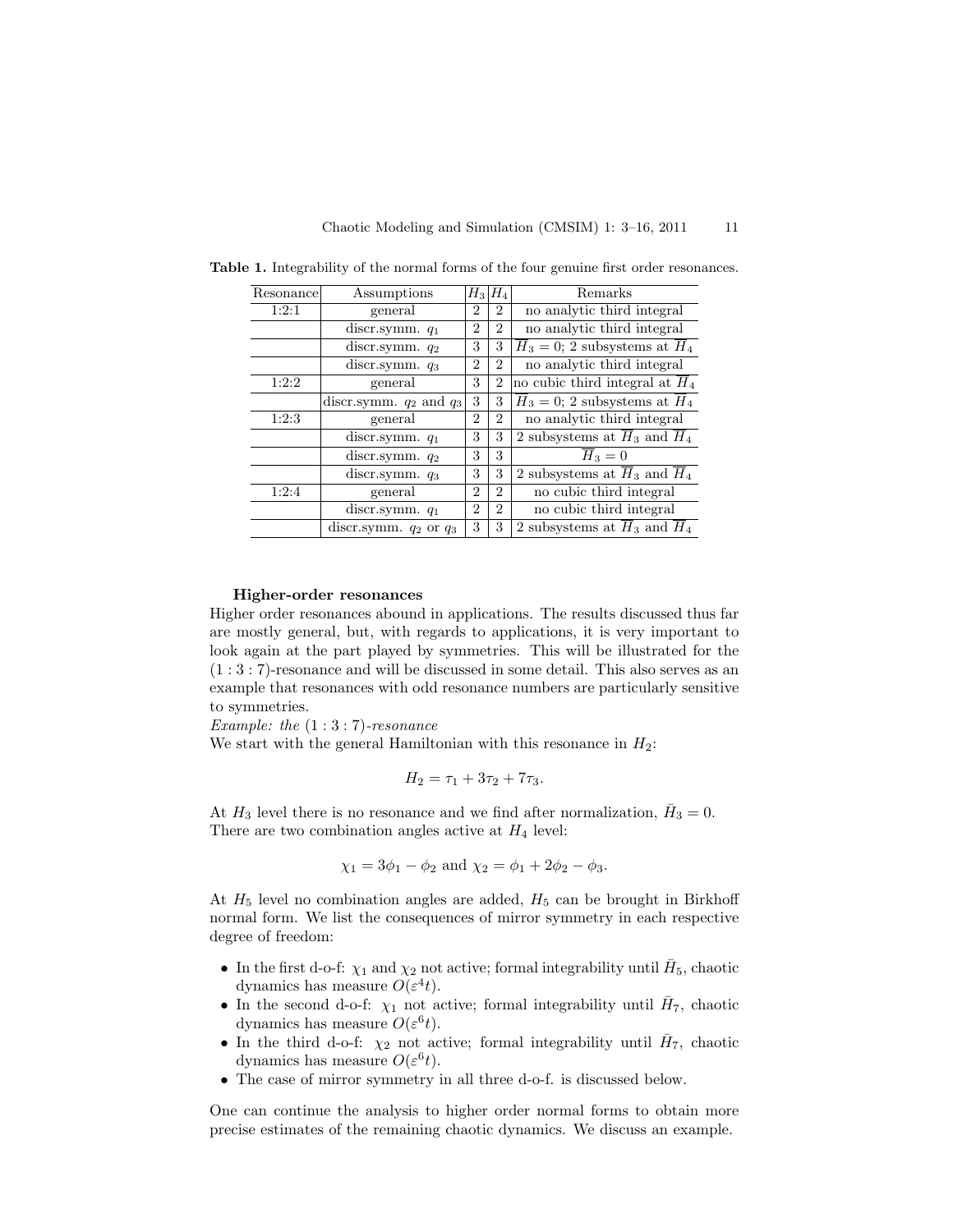**Table 1.** Integrability of the normal forms of the four genuine first order resonances.

| Resonance | Assumptions | $H_3$ | $H_4$ | Remarks |
|---|---|---|---|---|
| 1:2:1 | general | 2 | 2 | no analytic third integral |
| | discr.symm. $q_1$ | 2 | 2 | no analytic third integral |
| | discr.symm. $q_2$ | 3 | 3 | $\overline{H}_3 = 0$; 2 subsystems at $\overline{H}_4$ |
| | discr.symm. $q_3$ | 2 | 2 | no analytic third integral |
| 1:2:2 | general | 3 | 2 | no cubic third integral at $\overline{H}_4$ |
| | discr.symm. $q_2$ and $q_3$ | 3 | 3 | $\overline{H}_3 = 0$; 2 subsystems at $\overline{H}_4$ |
| 1:2:3 | general | 2 | 2 | no analytic third integral |
| | discr.symm. $q_1$ | 3 | 3 | 2 subsystems at $\overline{H}_3$ and $\overline{H}_4$ |
| | discr.symm. $q_2$ | 3 | 3 | $\overline{H}_3 = 0$ |
| | discr.symm. $q_3$ | 3 | 3 | 2 subsystems at $\overline{H}_3$ and $\overline{H}_4$ |
| 1:2:4 | general | 2 | 2 | no cubic third integral |
| | discr.symm. $q_1$ | 2 | 2 | no cubic third integral |
| | discr.symm. $q_2$ or $q_3$ | 3 | 3 | 2 subsystems at $\overline{H}_3$ and $\overline{H}_4$ |

**Higher-order resonances**

Higher order resonances abound in applications. The results discussed thus far are mostly general, but, with regards to applications, it is very important to look again at the part played by symmetries. This will be illustrated for the $(1:3:7)$-resonance and will be discussed in some detail. This also serves as an example that resonances with odd resonance numbers are particularly sensitive to symmetries.

*Example: the* $(1:3:7)$*-resonance*

We start with the general Hamiltonian with this resonance in $H_2$:

$$H_2 = \tau_1 + 3\tau_2 + 7\tau_3.$$

At $H_3$ level there is no resonance and we find after normalization, $\bar{H}_3 = 0$. There are two combination angles active at $H_4$ level:

$$\chi_1 = 3\phi_1 - \phi_2 \text{ and } \chi_2 = \phi_1 + 2\phi_2 - \phi_3.$$

At $H_5$ level no combination angles are added, $H_5$ can be brought in Birkhoff normal form. We list the consequences of mirror symmetry in each respective degree of freedom:

- In the first d-o-f: $\chi_1$ and $\chi_2$ not active; formal integrability until $\bar{H}_5$, chaotic dynamics has measure $O(\varepsilon^4 t)$.
- In the second d-o-f: $\chi_1$ not active; formal integrability until $\bar{H}_7$, chaotic dynamics has measure $O(\varepsilon^6 t)$.
- In the third d-o-f: $\chi_2$ not active; formal integrability until $\bar{H}_7$, chaotic dynamics has measure $O(\varepsilon^6 t)$.
- The case of mirror symmetry in all three d-o-f. is discussed below.

One can continue the analysis to higher order normal forms to obtain more precise estimates of the remaining chaotic dynamics. We discuss an example.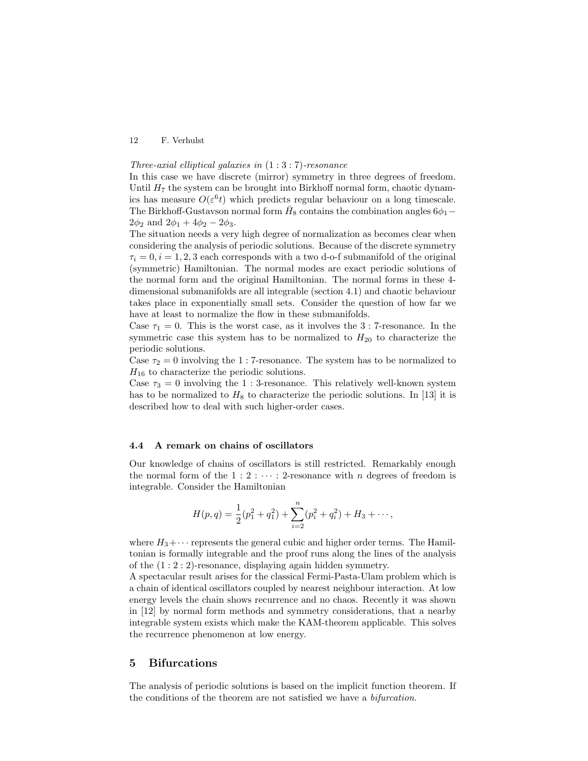*Three-axial elliptical galaxies in* $(1:3:7)$*-resonance*
In this case we have discrete (mirror) symmetry in three degrees of freedom. Until $H_7$ the system can be brought into Birkhoff normal form, chaotic dynamics has measure $O(\varepsilon^6 t)$ which predicts regular behaviour on a long timescale. The Birkhoff-Gustavson normal form $\bar{H}_8$ contains the combination angles $6\phi_1 - 2\phi_2$ and $2\phi_1 + 4\phi_2 - 2\phi_3$.
The situation needs a very high degree of normalization as becomes clear when considering the analysis of periodic solutions. Because of the discrete symmetry $\tau_i = 0, i = 1, 2, 3$ each corresponds with a two d-o-f submanifold of the original (symmetric) Hamiltonian. The normal modes are exact periodic solutions of the normal form and the original Hamiltonian. The normal forms in these 4-dimensional submanifolds are all integrable (section 4.1) and chaotic behaviour takes place in exponentially small sets. Consider the question of how far we have at least to normalize the flow in these submanifolds.
Case $\tau_1 = 0$. This is the worst case, as it involves the $3:7$-resonance. In the symmetric case this system has to be normalized to $H_{20}$ to characterize the periodic solutions.
Case $\tau_2 = 0$ involving the $1:7$-resonance. The system has to be normalized to $H_{16}$ to characterize the periodic solutions.
Case $\tau_3 = 0$ involving the $1:3$-resonance. This relatively well-known system has to be normalized to $H_8$ to characterize the periodic solutions. In [13] it is described how to deal with such higher-order cases.

### 4.4 A remark on chains of oscillators

Our knowledge of chains of oscillators is still restricted. Remarkably enough the normal form of the $1:2:\cdots:2$-resonance with $n$ degrees of freedom is integrable. Consider the Hamiltonian

$$H(p,q) = \frac{1}{2}(p_1^2 + q_1^2) + \sum_{i=2}^{n}(p_i^2 + q_i^2) + H_3 + \cdots,$$

where $H_3 + \cdots$ represents the general cubic and higher order terms. The Hamiltonian is formally integrable and the proof runs along the lines of the analysis of the $(1:2:2)$-resonance, displaying again hidden symmetry.
A spectacular result arises for the classical Fermi-Pasta-Ulam problem which is a chain of identical oscillators coupled by nearest neighbour interaction. At low energy levels the chain shows recurrence and no chaos. Recently it was shown in [12] by normal form methods and symmetry considerations, that a nearby integrable system exists which make the KAM-theorem applicable. This solves the recurrence phenomenon at low energy.

## 5 Bifurcations

The analysis of periodic solutions is based on the implicit function theorem. If the conditions of the theorem are not satisfied we have a *bifurcation*.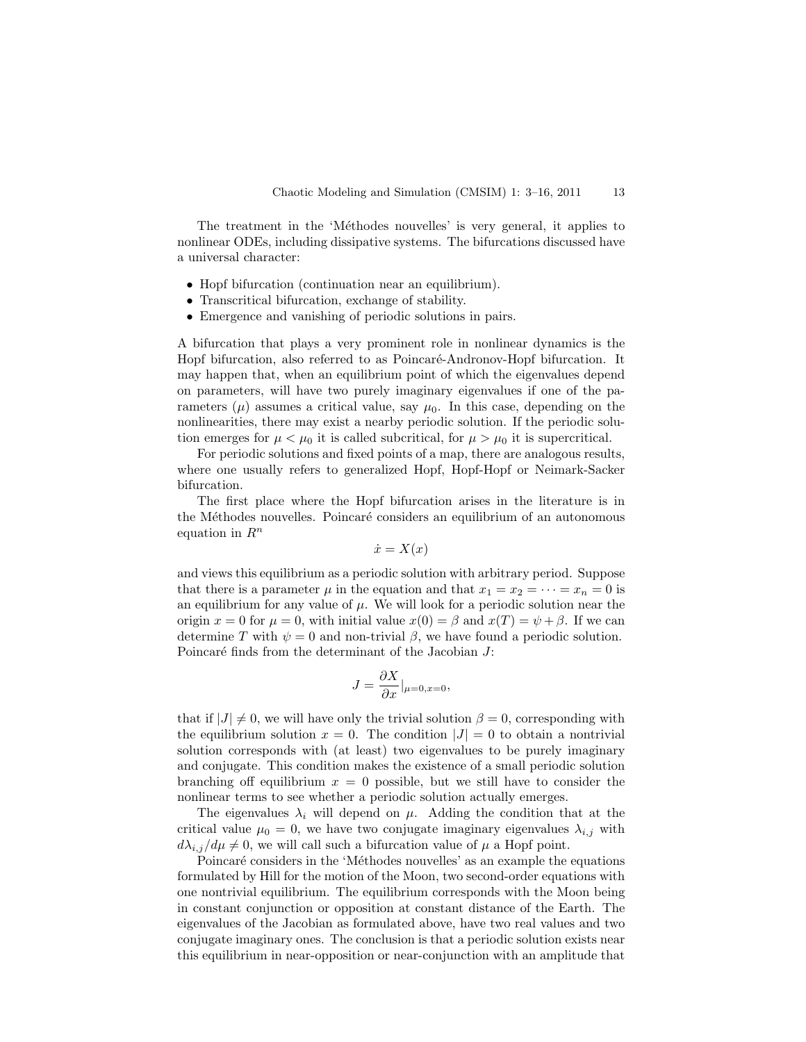The treatment in the 'Méthodes nouvelles' is very general, it applies to nonlinear ODEs, including dissipative systems. The bifurcations discussed have a universal character:

- Hopf bifurcation (continuation near an equilibrium).
- Transcritical bifurcation, exchange of stability.
- Emergence and vanishing of periodic solutions in pairs.

A bifurcation that plays a very prominent role in nonlinear dynamics is the Hopf bifurcation, also referred to as Poincaré-Andronov-Hopf bifurcation. It may happen that, when an equilibrium point of which the eigenvalues depend on parameters, will have two purely imaginary eigenvalues if one of the parameters ($\mu$) assumes a critical value, say $\mu_0$. In this case, depending on the nonlinearities, there may exist a nearby periodic solution. If the periodic solution emerges for $\mu < \mu_0$ it is called subcritical, for $\mu > \mu_0$ it is supercritical.

For periodic solutions and fixed points of a map, there are analogous results, where one usually refers to generalized Hopf, Hopf-Hopf or Neimark-Sacker bifurcation.

The first place where the Hopf bifurcation arises in the literature is in the Méthodes nouvelles. Poincaré considers an equilibrium of an autonomous equation in $R^n$

$$\dot{x} = X(x)$$

and views this equilibrium as a periodic solution with arbitrary period. Suppose that there is a parameter $\mu$ in the equation and that $x_1 = x_2 = \cdots = x_n = 0$ is an equilibrium for any value of $\mu$. We will look for a periodic solution near the origin $x = 0$ for $\mu = 0$, with initial value $x(0) = \beta$ and $x(T) = \psi + \beta$. If we can determine $T$ with $\psi = 0$ and non-trivial $\beta$, we have found a periodic solution. Poincaré finds from the determinant of the Jacobian $J$:

$$J = \frac{\partial X}{\partial x}|_{\mu=0,x=0},$$

that if $|J| \neq 0$, we will have only the trivial solution $\beta = 0$, corresponding with the equilibrium solution $x = 0$. The condition $|J| = 0$ to obtain a nontrivial solution corresponds with (at least) two eigenvalues to be purely imaginary and conjugate. This condition makes the existence of a small periodic solution branching off equilibrium $x = 0$ possible, but we still have to consider the nonlinear terms to see whether a periodic solution actually emerges.

The eigenvalues $\lambda_i$ will depend on $\mu$. Adding the condition that at the critical value $\mu_0 = 0$, we have two conjugate imaginary eigenvalues $\lambda_{i,j}$ with $d\lambda_{i,j}/d\mu \neq 0$, we will call such a bifurcation value of $\mu$ a Hopf point.

Poincaré considers in the 'Méthodes nouvelles' as an example the equations formulated by Hill for the motion of the Moon, two second-order equations with one nontrivial equilibrium. The equilibrium corresponds with the Moon being in constant conjunction or opposition at constant distance of the Earth. The eigenvalues of the Jacobian as formulated above, have two real values and two conjugate imaginary ones. The conclusion is that a periodic solution exists near this equilibrium in near-opposition or near-conjunction with an amplitude that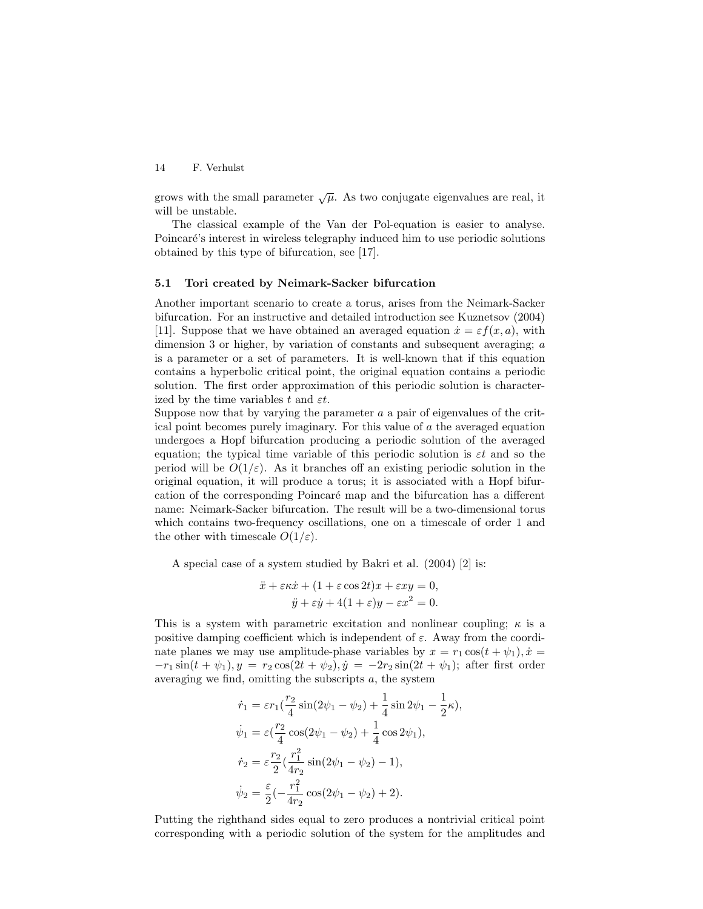grows with the small parameter $\sqrt{\mu}$. As two conjugate eigenvalues are real, it will be unstable.

The classical example of the Van der Pol-equation is easier to analyse. Poincaré's interest in wireless telegraphy induced him to use periodic solutions obtained by this type of bifurcation, see [17].

### 5.1 Tori created by Neimark-Sacker bifurcation

Another important scenario to create a torus, arises from the Neimark-Sacker bifurcation. For an instructive and detailed introduction see Kuznetsov (2004) [11]. Suppose that we have obtained an averaged equation $\dot{x} = \varepsilon f(x, a)$, with dimension 3 or higher, by variation of constants and subsequent averaging; $a$ is a parameter or a set of parameters. It is well-known that if this equation contains a hyperbolic critical point, the original equation contains a periodic solution. The first order approximation of this periodic solution is characterized by the time variables $t$ and $\varepsilon t$.
Suppose now that by varying the parameter $a$ a pair of eigenvalues of the critical point becomes purely imaginary. For this value of $a$ the averaged equation undergoes a Hopf bifurcation producing a periodic solution of the averaged equation; the typical time variable of this periodic solution is $\varepsilon t$ and so the period will be $O(1/\varepsilon)$. As it branches off an existing periodic solution in the original equation, it will produce a torus; it is associated with a Hopf bifurcation of the corresponding Poincaré map and the bifurcation has a different name: Neimark-Sacker bifurcation. The result will be a two-dimensional torus which contains two-frequency oscillations, one on a timescale of order 1 and the other with timescale $O(1/\varepsilon)$.

A special case of a system studied by Bakri et al. (2004) [2] is:

$$\ddot{x} + \varepsilon\kappa\dot{x} + (1 + \varepsilon\cos 2t)x + \varepsilon xy = 0,$$
$$\ddot{y} + \varepsilon\dot{y} + 4(1 + \varepsilon)y - \varepsilon x^2 = 0.$$

This is a system with parametric excitation and nonlinear coupling; $\kappa$ is a positive damping coefficient which is independent of $\varepsilon$. Away from the coordinate planes we may use amplitude-phase variables by $x = r_1\cos(t + \psi_1), \dot{x} = -r_1\sin(t + \psi_1), y = r_2\cos(2t + \psi_2), \dot{y} = -2r_2\sin(2t + \psi_1)$; after first order averaging we find, omitting the subscripts $a$, the system

$$\dot{r}_1 = \varepsilon r_1\left(\frac{r_2}{4}\sin(2\psi_1 - \psi_2) + \frac{1}{4}\sin 2\psi_1 - \frac{1}{2}\kappa\right),$$
$$\dot{\psi}_1 = \varepsilon\left(\frac{r_2}{4}\cos(2\psi_1 - \psi_2) + \frac{1}{4}\cos 2\psi_1\right),$$
$$\dot{r}_2 = \varepsilon\frac{r_2}{2}\left(\frac{r_1^2}{4r_2}\sin(2\psi_1 - \psi_2) - 1\right),$$
$$\dot{\psi}_2 = \frac{\varepsilon}{2}\left(-\frac{r_1^2}{4r_2}\cos(2\psi_1 - \psi_2) + 2\right).$$

Putting the righthand sides equal to zero produces a nontrivial critical point corresponding with a periodic solution of the system for the amplitudes and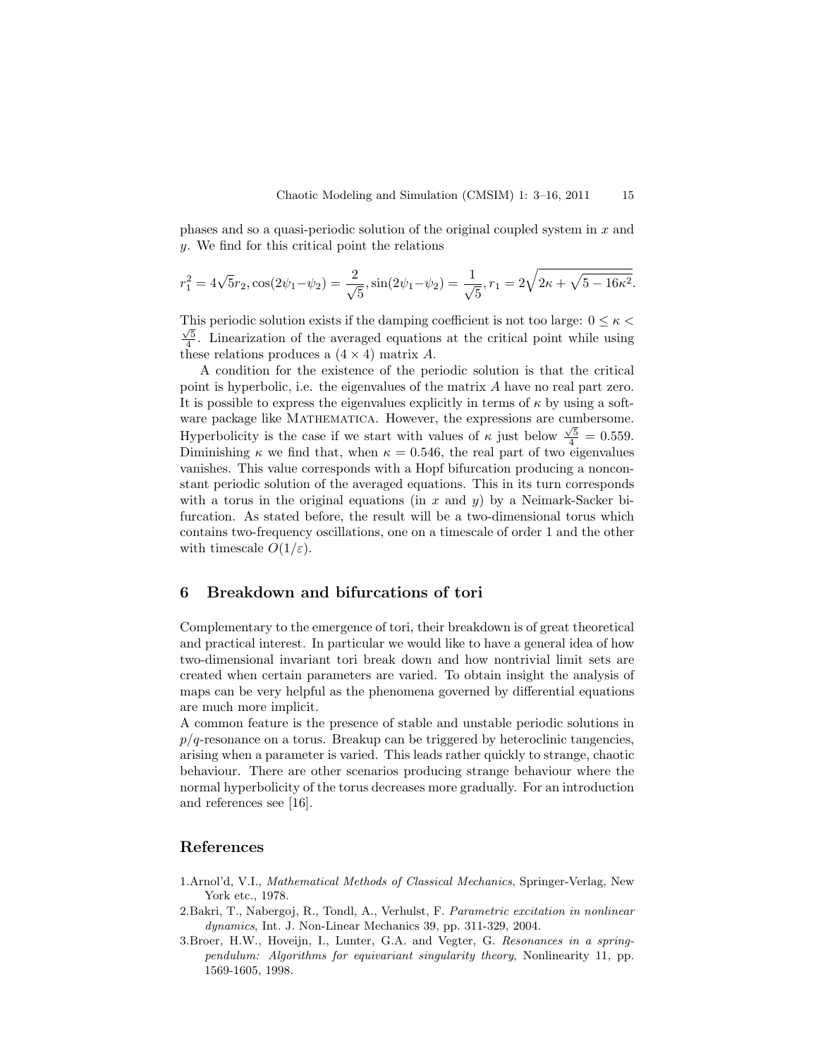phases and so a quasi-periodic solution of the original coupled system in $x$ and $y$. We find for this critical point the relations

$$r_1^2 = 4\sqrt{5}r_2, \cos(2\psi_1 - \psi_2) = \frac{2}{\sqrt{5}}, \sin(2\psi_1 - \psi_2) = \frac{1}{\sqrt{5}}, r_1 = 2\sqrt{2\kappa + \sqrt{5 - 16\kappa^2}}.$$

This periodic solution exists if the damping coefficient is not too large: $0 \leq \kappa < \frac{\sqrt{5}}{4}$. Linearization of the averaged equations at the critical point while using these relations produces a $(4 \times 4)$ matrix $A$.

A condition for the existence of the periodic solution is that the critical point is hyperbolic, i.e. the eigenvalues of the matrix $A$ have no real part zero. It is possible to express the eigenvalues explicitly in terms of $\kappa$ by using a software package like MATHEMATICA. However, the expressions are cumbersome. Hyperbolicity is the case if we start with values of $\kappa$ just below $\frac{\sqrt{5}}{4} = 0.559$. Diminishing $\kappa$ we find that, when $\kappa = 0.546$, the real part of two eigenvalues vanishes. This value corresponds with a Hopf bifurcation producing a nonconstant periodic solution of the averaged equations. This in its turn corresponds with a torus in the original equations (in $x$ and $y$) by a Neimark-Sacker bifurcation. As stated before, the result will be a two-dimensional torus which contains two-frequency oscillations, one on a timescale of order 1 and the other with timescale $O(1/\varepsilon)$.

## 6 Breakdown and bifurcations of tori

Complementary to the emergence of tori, their breakdown is of great theoretical and practical interest. In particular we would like to have a general idea of how two-dimensional invariant tori break down and how nontrivial limit sets are created when certain parameters are varied. To obtain insight the analysis of maps can be very helpful as the phenomena governed by differential equations are much more implicit.

A common feature is the presence of stable and unstable periodic solutions in $p/q$-resonance on a torus. Breakup can be triggered by heteroclinic tangencies, arising when a parameter is varied. This leads rather quickly to strange, chaotic behaviour. There are other scenarios producing strange behaviour where the normal hyperbolicity of the torus decreases more gradually. For an introduction and references see [16].

## References

1. Arnol'd, V.I., *Mathematical Methods of Classical Mechanics*, Springer-Verlag, New York etc., 1978.
2. Bakri, T., Nabergoj, R., Tondl, A., Verhulst, F. *Parametric excitation in nonlinear dynamics*, Int. J. Non-Linear Mechanics 39, pp. 311-329, 2004.
3. Broer, H.W., Hoveijn, I., Lunter, G.A. and Vegter, G. *Resonances in a spring-pendulum: Algorithms for equivariant singularity theory*, Nonlinearity 11, pp. 1569-1605, 1998.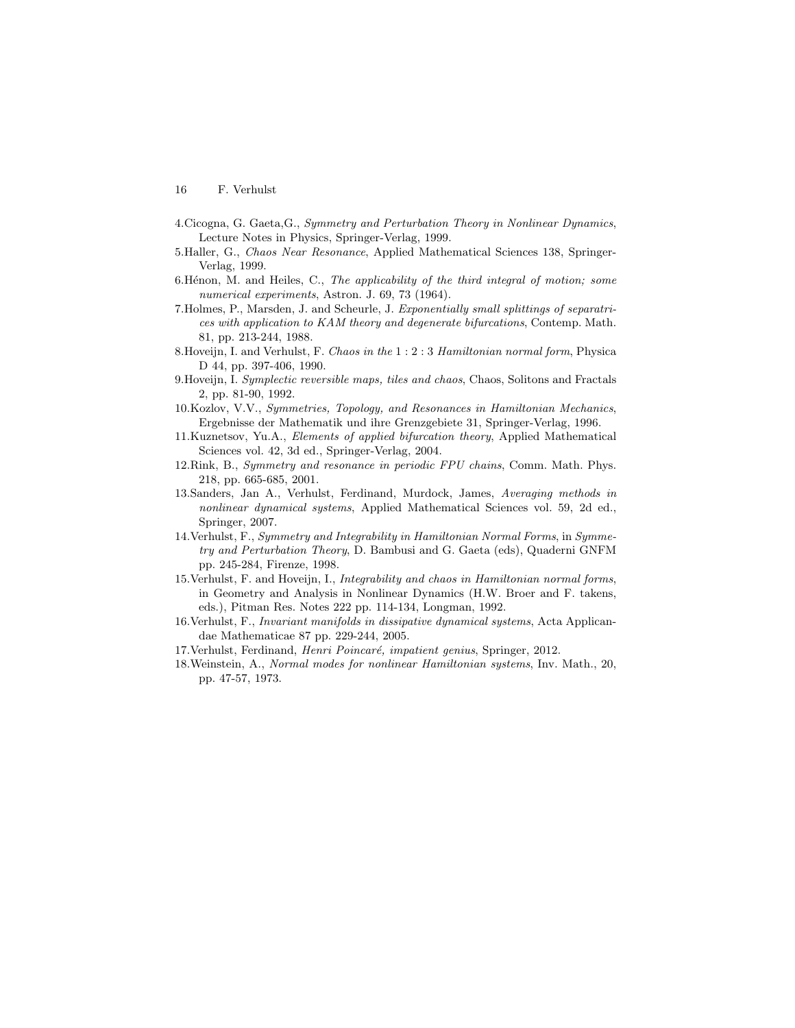4.Cicogna, G. Gaeta,G., *Symmetry and Perturbation Theory in Nonlinear Dynamics*, Lecture Notes in Physics, Springer-Verlag, 1999.

5.Haller, G., *Chaos Near Resonance*, Applied Mathematical Sciences 138, Springer-Verlag, 1999.

6.Hénon, M. and Heiles, C., *The applicability of the third integral of motion; some numerical experiments*, Astron. J. 69, 73 (1964).

7.Holmes, P., Marsden, J. and Scheurle, J. *Exponentially small splittings of separatrices with application to KAM theory and degenerate bifurcations*, Contemp. Math. 81, pp. 213-244, 1988.

8.Hoveijn, I. and Verhulst, F. *Chaos in the* 1 : 2 : 3 *Hamiltonian normal form*, Physica D 44, pp. 397-406, 1990.

9.Hoveijn, I. *Symplectic reversible maps, tiles and chaos*, Chaos, Solitons and Fractals 2, pp. 81-90, 1992.

10.Kozlov, V.V., *Symmetries, Topology, and Resonances in Hamiltonian Mechanics*, Ergebnisse der Mathematik und ihre Grenzgebiete 31, Springer-Verlag, 1996.

11.Kuznetsov, Yu.A., *Elements of applied bifurcation theory*, Applied Mathematical Sciences vol. 42, 3d ed., Springer-Verlag, 2004.

12.Rink, B., *Symmetry and resonance in periodic FPU chains*, Comm. Math. Phys. 218, pp. 665-685, 2001.

13.Sanders, Jan A., Verhulst, Ferdinand, Murdock, James, *Averaging methods in nonlinear dynamical systems*, Applied Mathematical Sciences vol. 59, 2d ed., Springer, 2007.

14.Verhulst, F., *Symmetry and Integrability in Hamiltonian Normal Forms*, in *Symmetry and Perturbation Theory*, D. Bambusi and G. Gaeta (eds), Quaderni GNFM pp. 245-284, Firenze, 1998.

15.Verhulst, F. and Hoveijn, I., *Integrability and chaos in Hamiltonian normal forms*, in Geometry and Analysis in Nonlinear Dynamics (H.W. Broer and F. takens, eds.), Pitman Res. Notes 222 pp. 114-134, Longman, 1992.

16.Verhulst, F., *Invariant manifolds in dissipative dynamical systems*, Acta Applicandae Mathematicae 87 pp. 229-244, 2005.

17.Verhulst, Ferdinand, *Henri Poincaré, impatient genius*, Springer, 2012.

18.Weinstein, A., *Normal modes for nonlinear Hamiltonian systems*, Inv. Math., 20, pp. 47-57, 1973.